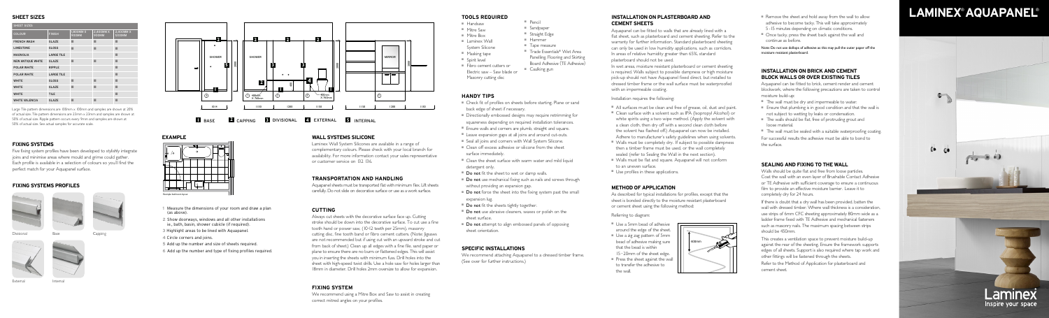# LAMINEX® AQUAPANEL®

## SHEET SIZES

| COLOUR | FINISH | 1,800MM X 600MM | 2,400MM X 900MM | 2,400MM X 1,200MM |
|---|---|---|---|---|
| FRENCH WASH | GLAZE | ■ | ■ | ■ |
| LIMESTONE | GLOSS | ■ | ■ | ■ |
| MAGNOLIA | LARGE TILE | | | ■ |
| NEW ANTIQUE WHITE | GLAZE | ■ | ■ | ■ |
| POLAR WHITE | RIPPLE | | | ■ |
| POLAR WHITE | LARGE TILE | | | ■ |
| WHITE | GLOSS | ■ | ■ | ■ |
| WHITE | GLAZE | ■ | ■ | ■ |
| WHITE | TILE | | | ■ |
| WHITE VALENCIA | GLAZE | ■ | ■ | ■ |

Large Tile pattern dimensions are 100mm x 100mm and samples are shown at 20% of actual size. Tile pattern dimensions are 33mm x 33mm and samples are shown at 50% of actual size. Ripple pattern occurs every 9mm and samples are shown at 50% of actual size. See actual samples for accurate scale.

## FIXING SYSTEMS

Five fixing system profiles have been developed to stylishly integrate joins and minimise areas where mould and grime could gather. Each profile is available in a selection of colours so you'll find the perfect match for your Aquapanel surface.

## FIXING SYSTEMS PROFILES

Divisional Base Capping

External Internal

SHOWER SHOWER MIRROR

1 BASE 2 CAPPING 3 DIVISIONAL 4 EXTERNAL 5 INTERNAL

## EXAMPLE

Example: bathroom layout

1 Measure the dimensions of your room and draw a plan (as above).
2 Show doorways, windows and all other installations ie., bath, basin, shower cubicle (if required).
3 Highlight areas to be lined with Aquapanel.
4 Circle corners and joins.
5 Add up the number and size of sheets required.
6 Add up the number and type of fixing profiles required.

## WALL SYSTEMS SILICONE

Laminex Wall System Silicones are available in a range of complementary colours. Please check with your local branch for availability. For more information contact your sales representative or customer service on 132 136.

## TRANSPORTATION AND HANDLING

Aquapanel sheets must be transported flat with minimum flex. Lift sheets carefully. Do not slide on decorative surface or use as a work surface.

## CUTTING

Always cut sheets with the decorative surface face up. Cutting stroke should be down into the decorative surface. To cut use a fine tooth hand or power saw, (10-12 teeth per 25mm), masonry cutting disc. Fine tooth band or fibro cement cutters. (Note: Jigsaws are not recommended but if using cut with an upward stroke and cut from back of sheet.) Clean up all edges with a fine file, sand paper or plane to ensure there are no burrs or flattened edges. This will assist you in inserting the sheets with minimum fuss. Drill holes into the sheet with high-speed twist drills. Use a hole saw for holes larger than 18mm in diameter. Drill holes 2mm oversize to allow for expansion.

## FIXING SYSTEM

We recommend using a Mitre Box and Saw to assist in creating correct mitred angles on your profiles.

## TOOLS REQUIRED

- Handsaw
- Mitre Saw
- Mitre Box
- Laminex Wall System Silicone
- Masking tape
- Spirit level
- Fibro cement cutters or Electric saw – Saw blade or Masonry cutting disc
- Pencil
- Sandpaper
- Straight Edge
- Hammer
- Tape measure
- Trade Essentials® Wet Area Panelling, Flooring and Skirting Board Adhesive (TE Adhesive)
- Caulking gun

## HANDY TIPS

- Check fit of profiles on sheets before starting. Plane or sand back edge of sheet if necessary.
- Directionally embossed designs may require retrimming for squareness depending on required installation tolerances.
- Ensure walls and corners are plumb, straight and square.
- Leave expansion gaps at all joins and around cut-outs.
- Seal all joins and corners with Wall System Silicone.
- Clean off excess adhesive or silicone from the sheet surface immediately.
- Clean the sheet surface with warm water and mild liquid detergent only.
- **Do not** fit the sheet to wet or damp walls.
- **Do not** use mechanical fixing such as nails and screws through without providing an expansion gap.
- **Do not** force the sheet into the fixing system past the small expansion lug.
- **Do not** fit the sheets tightly together.
- **Do not** use abrasive cleaners, waxes or polish on the sheet surface.
- **Do not** attempt to align embossed panels of opposing sheet orientation.

## SPECIFIC INSTALLATIONS

We recommend attaching Aquapanel to a dressed timber frame. (See over for further instructions.)

## INSTALLATION ON PLASTERBOARD AND CEMENT SHEETS

Aquapanel can be fitted to walls that are already lined with a flat sheet, such as plasterboard and cement sheeting. Refer to the warranty for further information. Standard plasterboard sheeting can only be used in low humidity applications, such as corridors. In areas of relative humidity greater than 65%, standard plasterboard should not be used.

In wet areas, moisture resistant plasterboard or cement sheeting is required. Walls subject to possible dampness or high moisture pick-up should not have Aquapanel fixed direct, but installed to dressed timber frame or the wall surface must be waterproofed with an impermeable coating.

Installation requires the following:

- All surfaces must be clean and free of grease, oil, dust and paint.
- Clean surface with a solvent such as IPA (Isopropyl Alcohol) or white spirits using a two wipe method. (Apply the solvent with a clean cloth, then dry off with a second clean cloth before the solvent has flashed off.) Aquapanel can now be installed. Adhere to manufacturer's safety guidelines when using solvents.
- Walls must be completely dry. If subject to possible dampness then a timber frame must be used, or the wall completely sealed (refer to Sealing the Wall in the next section).
- Walls must be flat and square. Aquapanel will not conform to an uneven surface.
- Use profiles in these applications.

## METHOD OF APPLICATION

As described for typical installations for profiles, except that the sheet is bonded directly to the moisture resistant plasterboard or cement sheet using the following method:

Referring to diagram:

- Use a 5mm bead of adhesive around the edge of the sheet.
- Use a zig zag pattern of 5mm bead of adhesive making sure that the bead is within 15–20mm of the sheet edge.
- Press the sheet against the wall to transfer the adhesive to the wall.

400mm

- Remove the sheet and hold away from the wall to allow adhesive to become tacky. This will take approximately 5–15 minutes depending on climatic conditions.
- Once tacky, press the sheet back against the wall and continue as before.

Note: Do not use dollops of adhesive as this may pull the outer paper off the moisture resistant plasterboard.

## INSTALLATION ON BRICK AND CEMENT BLOCK WALLS OR OVER EXISTING TILES

Aquapanel can be fitted to brick, cement render and cement blockwork, where the following precautions are taken to control moisture build-up:

- The wall must be dry and impermeable to water.
- Ensure that plumbing is in good condition and that the wall is not subject to wetting by leaks or condensation.
- The walls should be flat, free of protruding grout and loose material.
- The wall must be sealed with a suitable waterproofing coating.

For successful results the adhesive must be able to bond to the surface.

## SEALING AND FIXING TO THE WALL

Walls should be quite flat and free from loose particles. Coat the wall with an even layer of Brushable Contact Adhesive or TE Adhesive with sufficient coverage to ensure a continuous film to provide an effective moisture barrier. Leave it to completely dry for 24 hours.

If there is doubt that a dry wall has been provided, batten the wall with dressed timber. Where wall thickness is a consideration, use strips of 6mm CFC sheeting approximately 80mm wide as a ladder frame fixed with TE Adhesive and mechanical fasteners such as masonry nails. The maximum spacing between strips should be 450mm.

This creates a ventilation space to prevent moisture build-up against the rear of the sheeting. Ensure the framework supports edges of all sheets. Support is also required where tap work and other fittings will be fastened through the sheets.

Refer to the Method of Application for plasterboard and cement sheet.

Laminex
Inspire your space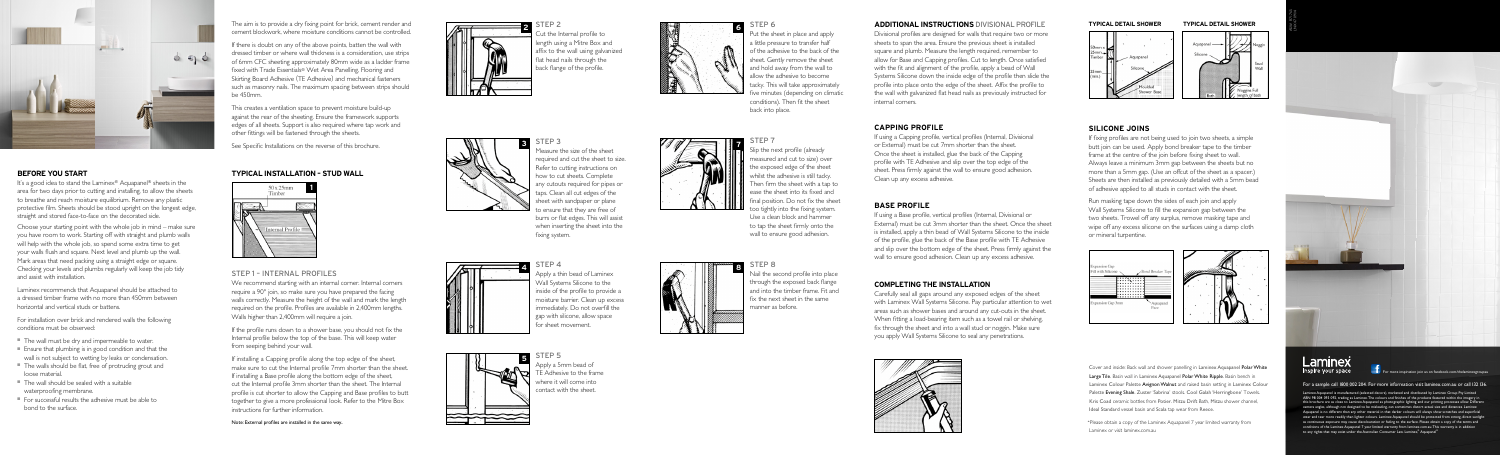## BEFORE YOU START

It's a good idea to stand the Laminex® Aquapanel® sheets in the area for two days prior to cutting and installing, to allow the sheets to breathe and reach moisture equilibrium. Remove any plastic protective film. Sheets should be stood upright on the longest edge, straight and stored face-to-face on the decorated side.

Choose your starting point with the whole job in mind – make sure you have room to work. Starting off with straight and plumb walls will help with the whole job, so spend some extra time to get your walls flush and square. Next level and plumb up the wall. Mark areas that need packing using a straight edge or square. Checking your levels and plumbs regularly will keep the job tidy and assist with installation.

Laminex recommends that Aquapanel should be attached to a dressed timber frame with no more than 450mm between horizontal and vertical studs or battens.

For installation over brick and rendered walls the following conditions must be observed:

- The wall must be dry and impermeable to water.
- Ensure that plumbing is in good condition and that the wall is not subject to wetting by leaks or condensation.
- The walls should be flat, free of protruding grout and loose material.
- The wall should be sealed with a suitable waterproofing membrane.
- For successful results the adhesive must be able to bond to the surface.

The aim is to provide a dry fixing point for brick, cement render and cement blockwork, where moisture conditions cannot be controlled.

If there is doubt on any of the above points, batten the wall with dressed timber or where wall thickness is a consideration, use strips of 6mm CFC sheeting approximately 60mm wide as a ladder frame fixed with Trade Essentials® Wet Area Panelling, Flooring and Skirting Board Adhesive (TE Adhesive) and mechanical fasteners such as masonry nails. The maximum spacing between strips should be 450mm.

This creates a ventilation space to prevent moisture build-up against the rear of the sheeting. Ensure the framework supports edges of all sheets. Support is also required where tap work and other fittings will be fastened through the sheets.

See Specific Installations on the reverse of this brochure.

## TYPICAL INSTALLATION - STUD WALL

90 x 25mm Timber

Internal Profile

1

### STEP 1 – INTERNAL PROFILES

We recommend starting with an internal corner. Internal corners require a 90° join, so make sure you have prepared the facing walls correctly. Measure the height of the wall and mark the length required on the profile. Profiles are available in 2,400mm lengths. Walls higher than 2,400mm will require a join.

If the profile runs down to a shower base, you should not fix the Internal profile below the top of the base. This will keep water from seeping behind your wall.

If installing a Capping profile along the top edge of the sheet, make sure to cut the Internal profile 7mm shorter than the sheet. If installing a Base profile along the bottom edge of the sheet, cut the Internal profile 3mm shorter than the sheet. The Internal profile is cut shorter to allow the Capping and Base profiles to butt together to give a more professional look. Refer to the Mitre Box instructions for further information.

**Note: External profiles are installed in the same way.**

### STEP 2

Cut the Internal profile to length using a Mitre Box and affix to the wall using galvanized flat head nails through the back flange of the profile.

### STEP 3

Measure the size of the sheet required and cut the sheet to size. Refer to cutting instructions on how to cut sheets. Complete any cutouts required for pipes or taps. Clean all cut edges of the sheet with sandpaper or plane to ensure that they are free of burrs or flat edges. This will assist when inserting the sheet into the fixing system.

### STEP 4

Apply a thin bead of Laminex Wall Systems Silicone to the inside of the profile to provide a moisture barrier. Clean up excess immediately. Do not overfill the gap with silicone, allow space for sheet movement.

### STEP 5

Apply a 5mm bead of TE Adhesive to the frame where it will come into contact with the sheet.

### STEP 6

Put the sheet in place and apply a little pressure to transfer half of the adhesive to the back of the sheet. Gently remove the sheet and hold away from the wall to allow the adhesive to become tacky. This will take approximately five minutes (depending on climatic conditions). Then fit the sheet back into place.

### STEP 7

Slip the next profile (already measured and cut to size) over the exposed edge of the sheet whilst the adhesive is still tacky. Then firm the sheet with a tap to ease the sheet into its fixed and final position. Do not fix the sheet too tightly into the fixing system. Use a clean block and hammer to tap the sheet firmly onto the wall to ensure good adhesion.

### STEP 8

Nail the second profile into place through the exposed back flange and into the timber frame. Fit and fix the next sheet in the same manner as before.

## ADDITIONAL INSTRUCTIONS DIVISIONAL PROFILE

Divisional profiles are designed for walls that require two or more sheets to span the area. Ensure the previous sheet is installed square and plumb. Measure the length required, remember to allow for Base and Capping profiles. Cut to length. Once satisfied with the fit and alignment of the profile, apply a bead of Wall Systems Silicone down the inside edge of the profile then slide the profile into place onto the edge of the sheet. Affix the profile to the wall with galvanized flat head nails as previously instructed for internal corners.

## CAPPING PROFILE

If using a Capping profile, vertical profiles (Internal, Divisional or External) must be cut 7mm shorter than the sheet. Once the sheet is installed, glue the back of the Capping profile with TE Adhesive and slip over the top edge of the sheet. Press firmly against the wall to ensure good adhesion. Clean up any excess adhesive.

## BASE PROFILE

If using a Base profile, vertical profiles (Internal, Divisional or External) must be cut 3mm shorter than the sheet. Once the sheet is installed, apply a thin bead of Wall Systems Silicone to the inside of the profile, glue the back of the Base profile with TE Adhesive and slip over the bottom edge of the sheet. Press firmly against the wall to ensure good adhesion. Clean up any excess adhesive.

## COMPLETING THE INSTALLATION

Carefully seal all gaps around any exposed edges of the sheet with Laminex Wall Systems Silicone. Pay particular attention to wet areas such as shower bases and around any cut-outs in the sheet. When fitting a load-bearing item such as a towel rail or shelving, fix through the sheet and into a wall stud or noggin. Make sure you apply Wall Systems Silicone to seal any penetrations.

## TYPICAL DETAIL SHOWER

10mm x 20mm Timber

Aquapanel

Silicone

10mm min.

Moulded Shower Base

## TYPICAL DETAIL SHOWER

Aquapanel

Silicone

Noggin

Stud Wall

Bath

Noggins full length of bath

## SILICONE JOINS

If fixing profiles are not being used to join two sheets, a simple butt join can be used. Apply bond breaker tape to the timber frame at the centre of the join before fixing sheet to wall. Always leave a minimum 3mm gap between the sheets but no more than a 5mm gap. (Use an offcut of the sheet as a spacer.) Sheets are then installed as previously detailed with a 5mm bead of adhesive applied to all studs in contact with the sheet.

Run masking tape down the sides of each join and apply Wall Systems Silicone to fill the expansion gap between the two sheets. Trowel off any surplus, remove masking tape and wipe off any excess silicone on the surfaces using a damp cloth or mineral turpentine.

Expansion Gap Fill with Silicone

Bond Breaker Tape

Expansion Gap 3mm

Aquapanel Panel

Laminex
Inspire your space

For more inspiration join us on facebook.com/laminexaquapanel

Cover and inside Bath wall and shower panelling in Laminex Aquapanel **Polar White Large Tile**. Basin wall in Laminex Aquapanel **Polar White Ripple**. Basin bench in Laminex Colour Palette **Angove Walnut** and raised basin setting in Laminex Colour Palette **Evening Shale**. Zucchi 'Sabrina' stools. Cool Glass 'Herringbone' Towels. Kris Coad ceramic bottles from Rosso. Mizu Drift Bath, Mizzu shower channel, Ideal Standard vessel basin and Scala tap ware from Reece.

**For a sample call 1800 002 284. For more information visit laminex.com.au or call 132 136.**

*Please obtain a copy of the Laminex Aquapanel 7 year limited warranty from Laminex or visit laminex.com.au